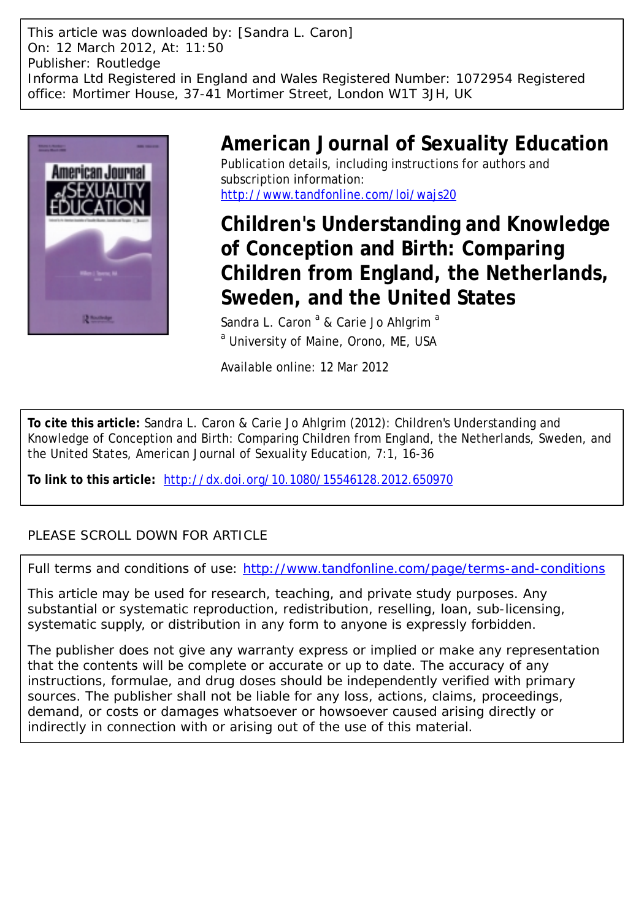This article was downloaded by: [Sandra L. Caron]
On: 12 March 2012, At: 11:50
Publisher: Routledge
Informa Ltd Registered in England and Wales Registered Number: 1072954 Registered office: Mortimer House, 37-41 Mortimer Street, London W1T 3JH, UK

# American Journal of Sexuality Education

Publication details, including instructions for authors and subscription information:
http://www.tandfonline.com/loi/wajs20

# Children's Understanding and Knowledge of Conception and Birth: Comparing Children from England, the Netherlands, Sweden, and the United States

Sandra L. Caron [a] & Carie Jo Ahlgrim [a]

[a] University of Maine, Orono, ME, USA

Available online: 12 Mar 2012

**To cite this article:** Sandra L. Caron & Carie Jo Ahlgrim (2012): Children's Understanding and Knowledge of Conception and Birth: Comparing Children from England, the Netherlands, Sweden, and the United States, American Journal of Sexuality Education, 7:1, 16-36

**To link to this article:** http://dx.doi.org/10.1080/15546128.2012.650970

PLEASE SCROLL DOWN FOR ARTICLE

Full terms and conditions of use: http://www.tandfonline.com/page/terms-and-conditions

This article may be used for research, teaching, and private study purposes. Any substantial or systematic reproduction, redistribution, reselling, loan, sub-licensing, systematic supply, or distribution in any form to anyone is expressly forbidden.

The publisher does not give any warranty express or implied or make any representation that the contents will be complete or accurate or up to date. The accuracy of any instructions, formulae, and drug doses should be independently verified with primary sources. The publisher shall not be liable for any loss, actions, claims, proceedings, demand, or costs or damages whatsoever or howsoever caused arising directly or indirectly in connection with or arising out of the use of this material.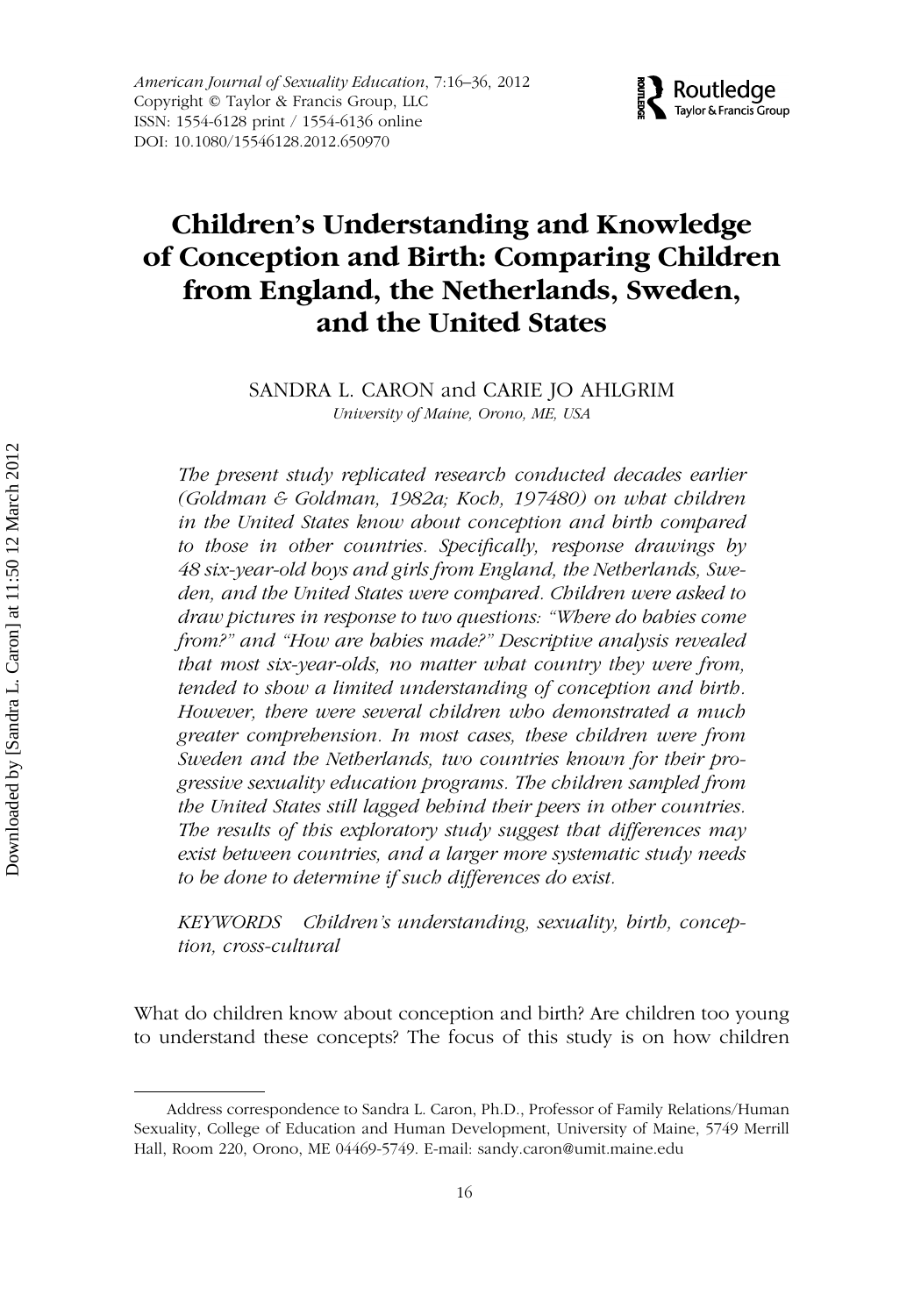# Children's Understanding and Knowledge of Conception and Birth: Comparing Children from England, the Netherlands, Sweden, and the United States

SANDRA L. CARON and CARIE JO AHLGRIM

*University of Maine, Orono, ME, USA*

*The present study replicated research conducted decades earlier (Goldman & Goldman, 1982a; Koch, 197480) on what children in the United States know about conception and birth compared to those in other countries. Specifically, response drawings by 48 six-year-old boys and girls from England, the Netherlands, Sweden, and the United States were compared. Children were asked to draw pictures in response to two questions: "Where do babies come from?" and "How are babies made?" Descriptive analysis revealed that most six-year-olds, no matter what country they were from, tended to show a limited understanding of conception and birth. However, there were several children who demonstrated a much greater comprehension. In most cases, these children were from Sweden and the Netherlands, two countries known for their progressive sexuality education programs. The children sampled from the United States still lagged behind their peers in other countries. The results of this exploratory study suggest that differences may exist between countries, and a larger more systematic study needs to be done to determine if such differences do exist.*

*KEYWORDS Children's understanding, sexuality, birth, conception, cross-cultural*

What do children know about conception and birth? Are children too young to understand these concepts? The focus of this study is on how children

Address correspondence to Sandra L. Caron, Ph.D., Professor of Family Relations/Human Sexuality, College of Education and Human Development, University of Maine, 5749 Merrill Hall, Room 220, Orono, ME 04469-5749. E-mail: sandy.caron@umit.maine.edu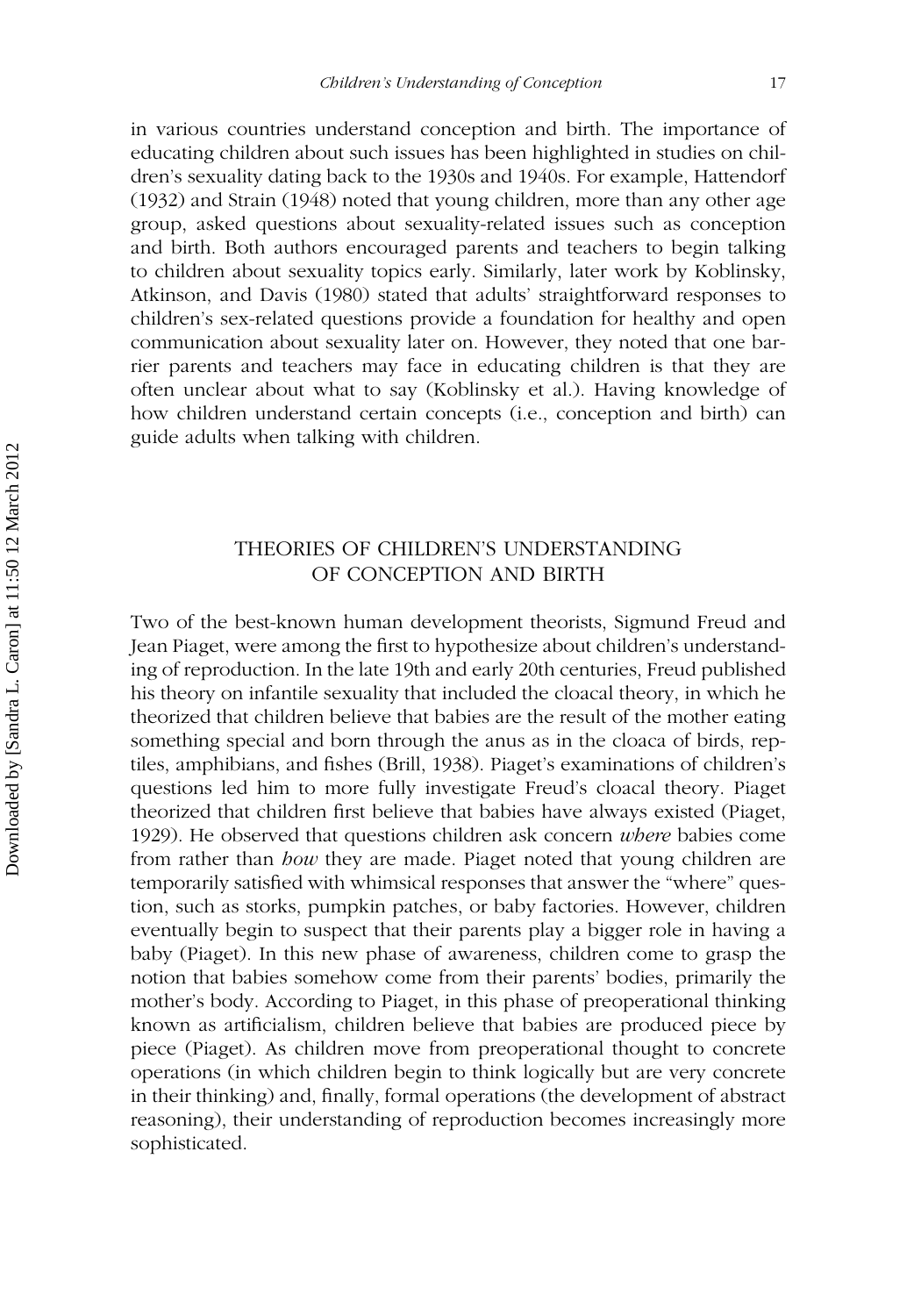in various countries understand conception and birth. The importance of educating children about such issues has been highlighted in studies on children's sexuality dating back to the 1930s and 1940s. For example, Hattendorf (1932) and Strain (1948) noted that young children, more than any other age group, asked questions about sexuality-related issues such as conception and birth. Both authors encouraged parents and teachers to begin talking to children about sexuality topics early. Similarly, later work by Koblinsky, Atkinson, and Davis (1980) stated that adults' straightforward responses to children's sex-related questions provide a foundation for healthy and open communication about sexuality later on. However, they noted that one barrier parents and teachers may face in educating children is that they are often unclear about what to say (Koblinsky et al.). Having knowledge of how children understand certain concepts (i.e., conception and birth) can guide adults when talking with children.

## THEORIES OF CHILDREN'S UNDERSTANDING OF CONCEPTION AND BIRTH

Two of the best-known human development theorists, Sigmund Freud and Jean Piaget, were among the first to hypothesize about children's understanding of reproduction. In the late 19th and early 20th centuries, Freud published his theory on infantile sexuality that included the cloacal theory, in which he theorized that children believe that babies are the result of the mother eating something special and born through the anus as in the cloaca of birds, reptiles, amphibians, and fishes (Brill, 1938). Piaget's examinations of children's questions led him to more fully investigate Freud's cloacal theory. Piaget theorized that children first believe that babies have always existed (Piaget, 1929). He observed that questions children ask concern *where* babies come from rather than *how* they are made. Piaget noted that young children are temporarily satisfied with whimsical responses that answer the "where" question, such as storks, pumpkin patches, or baby factories. However, children eventually begin to suspect that their parents play a bigger role in having a baby (Piaget). In this new phase of awareness, children come to grasp the notion that babies somehow come from their parents' bodies, primarily the mother's body. According to Piaget, in this phase of preoperational thinking known as artificialism, children believe that babies are produced piece by piece (Piaget). As children move from preoperational thought to concrete operations (in which children begin to think logically but are very concrete in their thinking) and, finally, formal operations (the development of abstract reasoning), their understanding of reproduction becomes increasingly more sophisticated.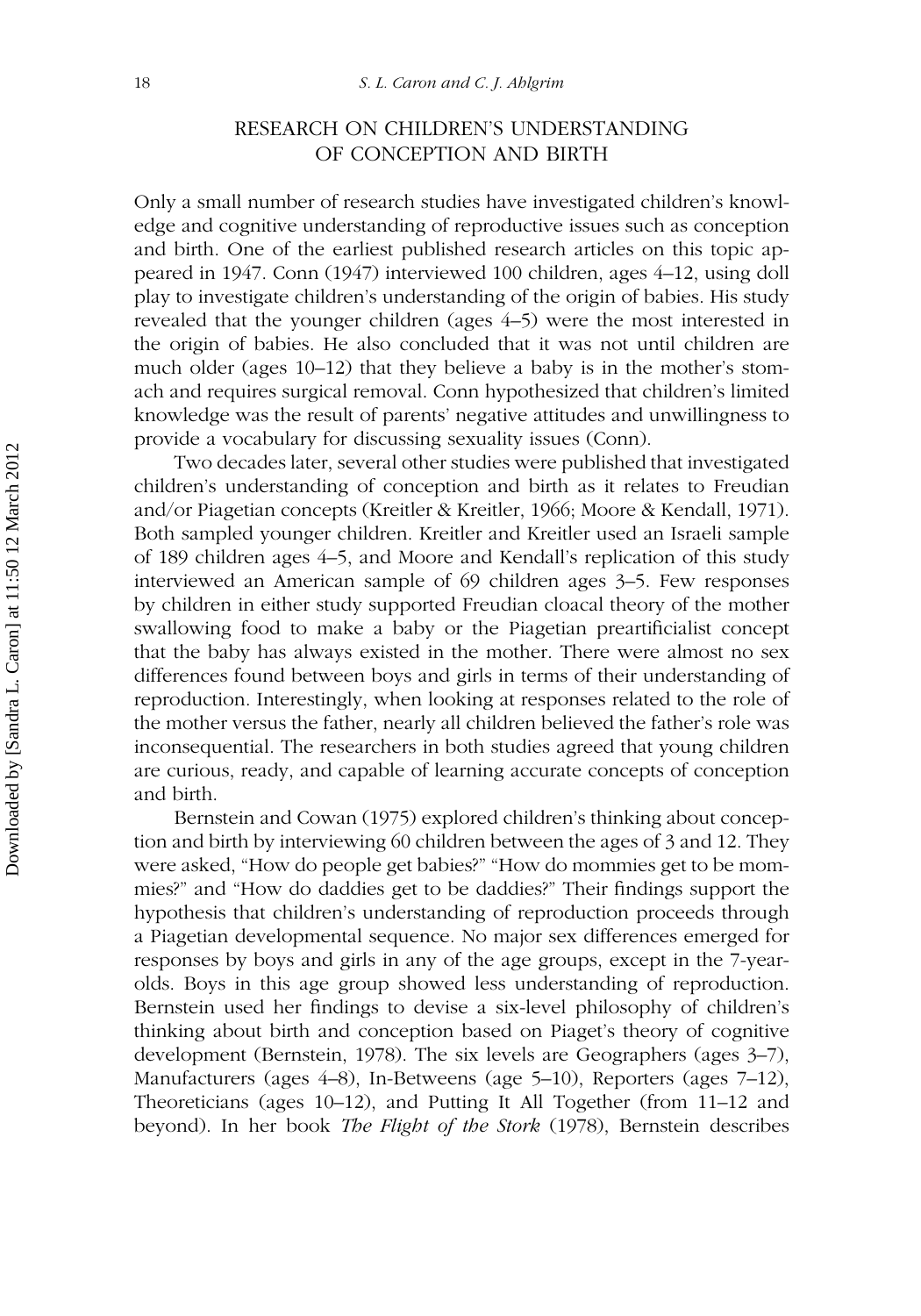## RESEARCH ON CHILDREN'S UNDERSTANDING OF CONCEPTION AND BIRTH

Only a small number of research studies have investigated children's knowledge and cognitive understanding of reproductive issues such as conception and birth. One of the earliest published research articles on this topic appeared in 1947. Conn (1947) interviewed 100 children, ages 4–12, using doll play to investigate children's understanding of the origin of babies. His study revealed that the younger children (ages 4–5) were the most interested in the origin of babies. He also concluded that it was not until children are much older (ages 10–12) that they believe a baby is in the mother's stomach and requires surgical removal. Conn hypothesized that children's limited knowledge was the result of parents' negative attitudes and unwillingness to provide a vocabulary for discussing sexuality issues (Conn).

Two decades later, several other studies were published that investigated children's understanding of conception and birth as it relates to Freudian and/or Piagetian concepts (Kreitler & Kreitler, 1966; Moore & Kendall, 1971). Both sampled younger children. Kreitler and Kreitler used an Israeli sample of 189 children ages 4–5, and Moore and Kendall's replication of this study interviewed an American sample of 69 children ages 3–5. Few responses by children in either study supported Freudian cloacal theory of the mother swallowing food to make a baby or the Piagetian preartificialist concept that the baby has always existed in the mother. There were almost no sex differences found between boys and girls in terms of their understanding of reproduction. Interestingly, when looking at responses related to the role of the mother versus the father, nearly all children believed the father's role was inconsequential. The researchers in both studies agreed that young children are curious, ready, and capable of learning accurate concepts of conception and birth.

Bernstein and Cowan (1975) explored children's thinking about conception and birth by interviewing 60 children between the ages of 3 and 12. They were asked, "How do people get babies?" "How do mommies get to be mommies?" and "How do daddies get to be daddies?" Their findings support the hypothesis that children's understanding of reproduction proceeds through a Piagetian developmental sequence. No major sex differences emerged for responses by boys and girls in any of the age groups, except in the 7-year-olds. Boys in this age group showed less understanding of reproduction. Bernstein used her findings to devise a six-level philosophy of children's thinking about birth and conception based on Piaget's theory of cognitive development (Bernstein, 1978). The six levels are Geographers (ages 3–7), Manufacturers (ages 4–8), In-Betweens (age 5–10), Reporters (ages 7–12), Theoreticians (ages 10–12), and Putting It All Together (from 11–12 and beyond). In her book *The Flight of the Stork* (1978), Bernstein describes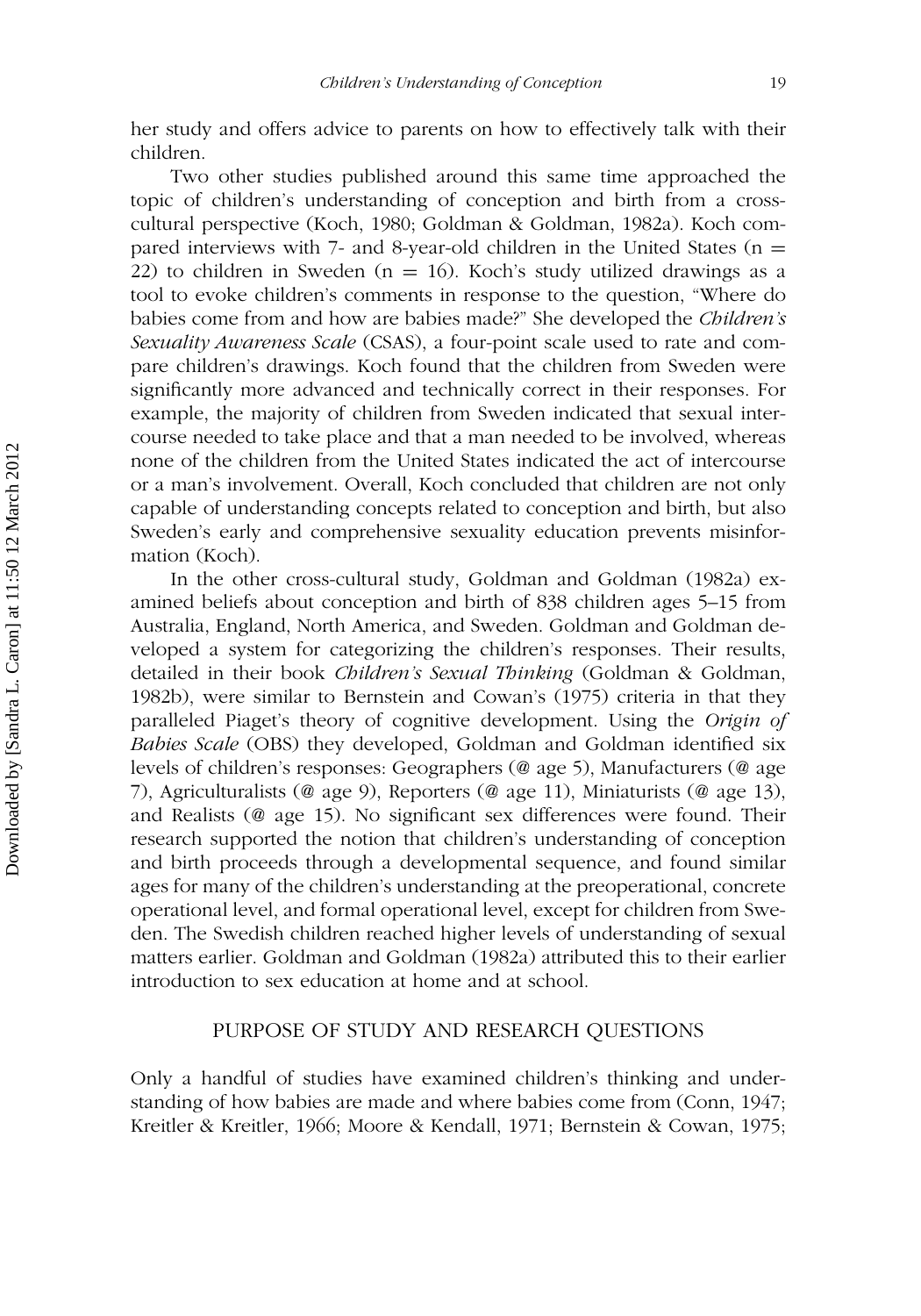her study and offers advice to parents on how to effectively talk with their children.

Two other studies published around this same time approached the topic of children's understanding of conception and birth from a cross-cultural perspective (Koch, 1980; Goldman & Goldman, 1982a). Koch compared interviews with 7- and 8-year-old children in the United States (n = 22) to children in Sweden (n = 16). Koch's study utilized drawings as a tool to evoke children's comments in response to the question, "Where do babies come from and how are babies made?" She developed the *Children's Sexuality Awareness Scale* (CSAS), a four-point scale used to rate and compare children's drawings. Koch found that the children from Sweden were significantly more advanced and technically correct in their responses. For example, the majority of children from Sweden indicated that sexual intercourse needed to take place and that a man needed to be involved, whereas none of the children from the United States indicated the act of intercourse or a man's involvement. Overall, Koch concluded that children are not only capable of understanding concepts related to conception and birth, but also Sweden's early and comprehensive sexuality education prevents misinformation (Koch).

In the other cross-cultural study, Goldman and Goldman (1982a) examined beliefs about conception and birth of 838 children ages 5–15 from Australia, England, North America, and Sweden. Goldman and Goldman developed a system for categorizing the children's responses. Their results, detailed in their book *Children's Sexual Thinking* (Goldman & Goldman, 1982b), were similar to Bernstein and Cowan's (1975) criteria in that they paralleled Piaget's theory of cognitive development. Using the *Origin of Babies Scale* (OBS) they developed, Goldman and Goldman identified six levels of children's responses: Geographers (@ age 5), Manufacturers (@ age 7), Agriculturalists (@ age 9), Reporters (@ age 11), Miniaturists (@ age 13), and Realists (@ age 15). No significant sex differences were found. Their research supported the notion that children's understanding of conception and birth proceeds through a developmental sequence, and found similar ages for many of the children's understanding at the preoperational, concrete operational level, and formal operational level, except for children from Sweden. The Swedish children reached higher levels of understanding of sexual matters earlier. Goldman and Goldman (1982a) attributed this to their earlier introduction to sex education at home and at school.

## PURPOSE OF STUDY AND RESEARCH QUESTIONS

Only a handful of studies have examined children's thinking and understanding of how babies are made and where babies come from (Conn, 1947; Kreitler & Kreitler, 1966; Moore & Kendall, 1971; Bernstein & Cowan, 1975;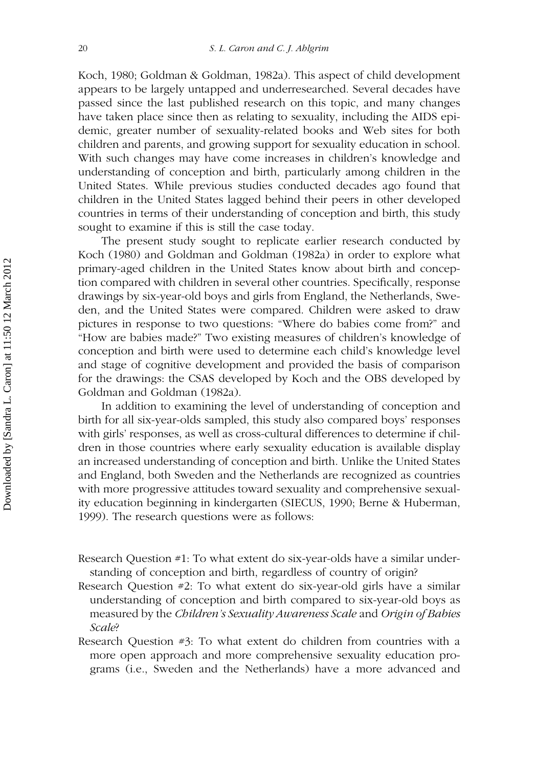Koch, 1980; Goldman & Goldman, 1982a). This aspect of child development appears to be largely untapped and underresearched. Several decades have passed since the last published research on this topic, and many changes have taken place since then as relating to sexuality, including the AIDS epidemic, greater number of sexuality-related books and Web sites for both children and parents, and growing support for sexuality education in school. With such changes may have come increases in children's knowledge and understanding of conception and birth, particularly among children in the United States. While previous studies conducted decades ago found that children in the United States lagged behind their peers in other developed countries in terms of their understanding of conception and birth, this study sought to examine if this is still the case today.

The present study sought to replicate earlier research conducted by Koch (1980) and Goldman and Goldman (1982a) in order to explore what primary-aged children in the United States know about birth and conception compared with children in several other countries. Specifically, response drawings by six-year-old boys and girls from England, the Netherlands, Sweden, and the United States were compared. Children were asked to draw pictures in response to two questions: "Where do babies come from?" and "How are babies made?" Two existing measures of children's knowledge of conception and birth were used to determine each child's knowledge level and stage of cognitive development and provided the basis of comparison for the drawings: the CSAS developed by Koch and the OBS developed by Goldman and Goldman (1982a).

In addition to examining the level of understanding of conception and birth for all six-year-olds sampled, this study also compared boys' responses with girls' responses, as well as cross-cultural differences to determine if children in those countries where early sexuality education is available display an increased understanding of conception and birth. Unlike the United States and England, both Sweden and the Netherlands are recognized as countries with more progressive attitudes toward sexuality and comprehensive sexuality education beginning in kindergarten (SIECUS, 1990; Berne & Huberman, 1999). The research questions were as follows:

Research Question #1: To what extent do six-year-olds have a similar understanding of conception and birth, regardless of country of origin?

Research Question #2: To what extent do six-year-old girls have a similar understanding of conception and birth compared to six-year-old boys as measured by the *Children's Sexuality Awareness Scale* and *Origin of Babies Scale*?

Research Question #3: To what extent do children from countries with a more open approach and more comprehensive sexuality education programs (i.e., Sweden and the Netherlands) have a more advanced and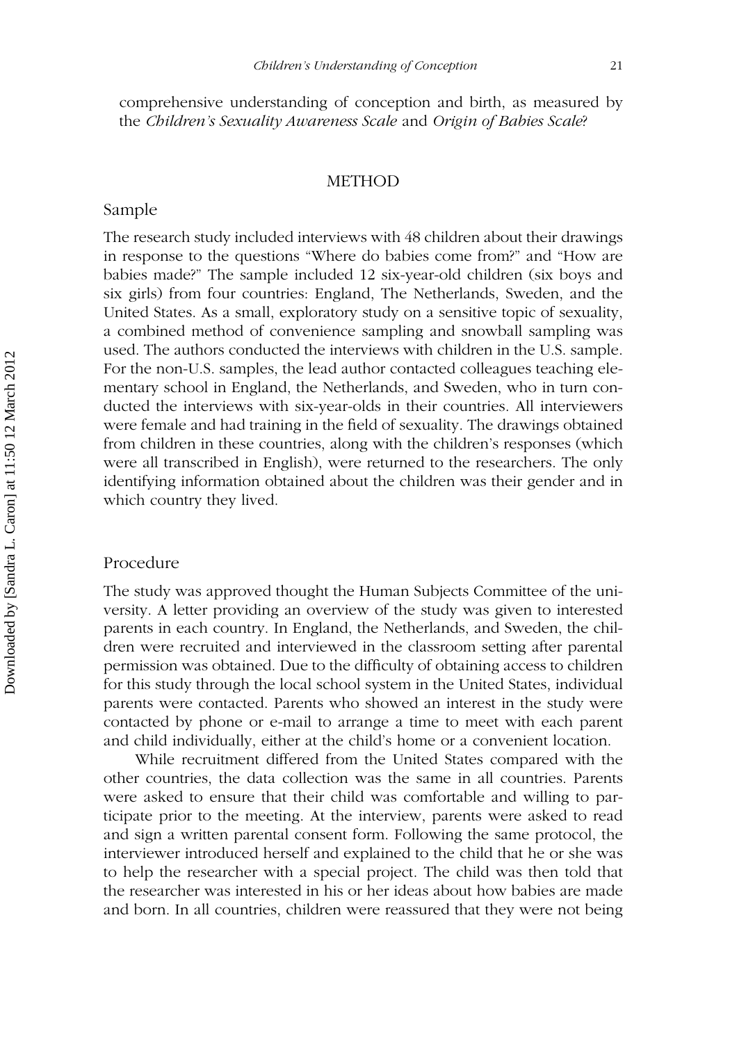comprehensive understanding of conception and birth, as measured by the *Children's Sexuality Awareness Scale* and *Origin of Babies Scale*?

## METHOD

### Sample

The research study included interviews with 48 children about their drawings in response to the questions "Where do babies come from?" and "How are babies made?" The sample included 12 six-year-old children (six boys and six girls) from four countries: England, The Netherlands, Sweden, and the United States. As a small, exploratory study on a sensitive topic of sexuality, a combined method of convenience sampling and snowball sampling was used. The authors conducted the interviews with children in the U.S. sample. For the non-U.S. samples, the lead author contacted colleagues teaching elementary school in England, the Netherlands, and Sweden, who in turn conducted the interviews with six-year-olds in their countries. All interviewers were female and had training in the field of sexuality. The drawings obtained from children in these countries, along with the children's responses (which were all transcribed in English), were returned to the researchers. The only identifying information obtained about the children was their gender and in which country they lived.

### Procedure

The study was approved thought the Human Subjects Committee of the university. A letter providing an overview of the study was given to interested parents in each country. In England, the Netherlands, and Sweden, the children were recruited and interviewed in the classroom setting after parental permission was obtained. Due to the difficulty of obtaining access to children for this study through the local school system in the United States, individual parents were contacted. Parents who showed an interest in the study were contacted by phone or e-mail to arrange a time to meet with each parent and child individually, either at the child's home or a convenient location.

While recruitment differed from the United States compared with the other countries, the data collection was the same in all countries. Parents were asked to ensure that their child was comfortable and willing to participate prior to the meeting. At the interview, parents were asked to read and sign a written parental consent form. Following the same protocol, the interviewer introduced herself and explained to the child that he or she was to help the researcher with a special project. The child was then told that the researcher was interested in his or her ideas about how babies are made and born. In all countries, children were reassured that they were not being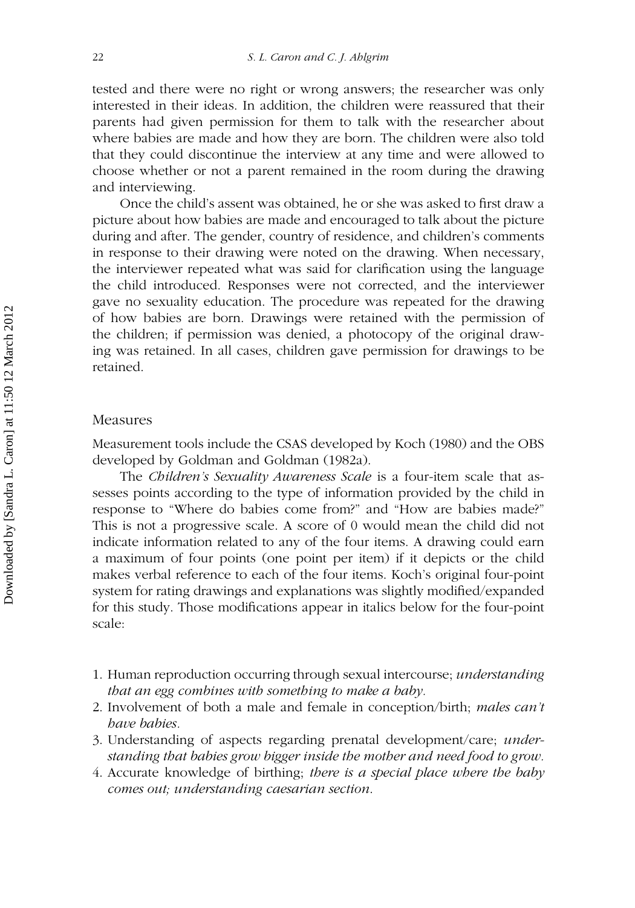tested and there were no right or wrong answers; the researcher was only interested in their ideas. In addition, the children were reassured that their parents had given permission for them to talk with the researcher about where babies are made and how they are born. The children were also told that they could discontinue the interview at any time and were allowed to choose whether or not a parent remained in the room during the drawing and interviewing.

Once the child's assent was obtained, he or she was asked to first draw a picture about how babies are made and encouraged to talk about the picture during and after. The gender, country of residence, and children's comments in response to their drawing were noted on the drawing. When necessary, the interviewer repeated what was said for clarification using the language the child introduced. Responses were not corrected, and the interviewer gave no sexuality education. The procedure was repeated for the drawing of how babies are born. Drawings were retained with the permission of the children; if permission was denied, a photocopy of the original drawing was retained. In all cases, children gave permission for drawings to be retained.

## Measures

Measurement tools include the CSAS developed by Koch (1980) and the OBS developed by Goldman and Goldman (1982a).

The *Children's Sexuality Awareness Scale* is a four-item scale that assesses points according to the type of information provided by the child in response to "Where do babies come from?" and "How are babies made?" This is not a progressive scale. A score of 0 would mean the child did not indicate information related to any of the four items. A drawing could earn a maximum of four points (one point per item) if it depicts or the child makes verbal reference to each of the four items. Koch's original four-point system for rating drawings and explanations was slightly modified/expanded for this study. Those modifications appear in italics below for the four-point scale:

1. Human reproduction occurring through sexual intercourse; *understanding that an egg combines with something to make a baby.*
2. Involvement of both a male and female in conception/birth; *males can't have babies.*
3. Understanding of aspects regarding prenatal development/care; *understanding that babies grow bigger inside the mother and need food to grow.*
4. Accurate knowledge of birthing; *there is a special place where the baby comes out; understanding caesarian section.*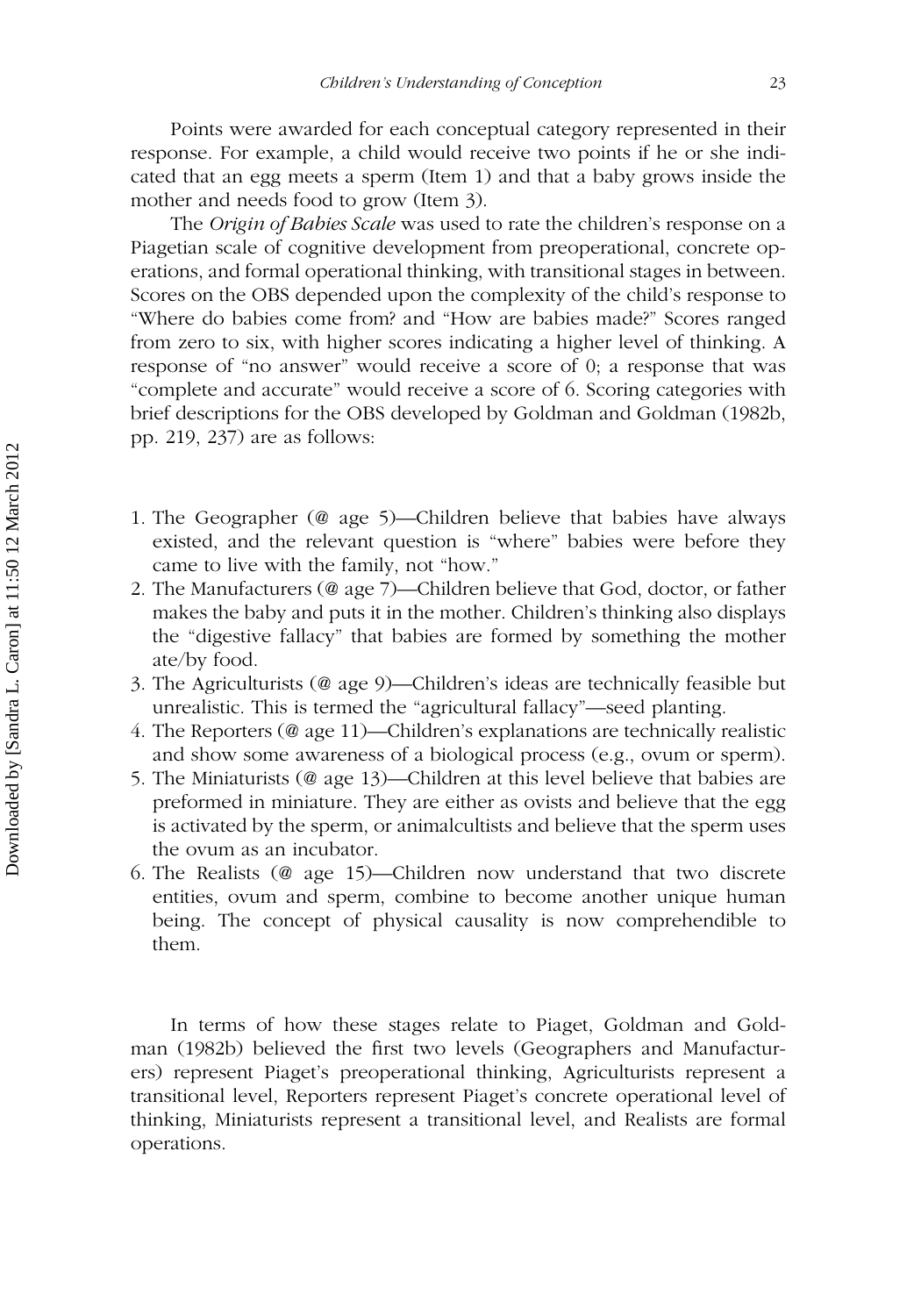Points were awarded for each conceptual category represented in their response. For example, a child would receive two points if he or she indicated that an egg meets a sperm (Item 1) and that a baby grows inside the mother and needs food to grow (Item 3).

The *Origin of Babies Scale* was used to rate the children's response on a Piagetian scale of cognitive development from preoperational, concrete operations, and formal operational thinking, with transitional stages in between. Scores on the OBS depended upon the complexity of the child's response to "Where do babies come from? and "How are babies made?" Scores ranged from zero to six, with higher scores indicating a higher level of thinking. A response of "no answer" would receive a score of 0; a response that was "complete and accurate" would receive a score of 6. Scoring categories with brief descriptions for the OBS developed by Goldman and Goldman (1982b, pp. 219, 237) are as follows:

1. The Geographer (@ age 5)—Children believe that babies have always existed, and the relevant question is "where" babies were before they came to live with the family, not "how."
2. The Manufacturers (@ age 7)—Children believe that God, doctor, or father makes the baby and puts it in the mother. Children's thinking also displays the "digestive fallacy" that babies are formed by something the mother ate/by food.
3. The Agriculturists (@ age 9)—Children's ideas are technically feasible but unrealistic. This is termed the "agricultural fallacy"—seed planting.
4. The Reporters (@ age 11)—Children's explanations are technically realistic and show some awareness of a biological process (e.g., ovum or sperm).
5. The Miniaturists (@ age 13)—Children at this level believe that babies are preformed in miniature. They are either as ovists and believe that the egg is activated by the sperm, or animalcultists and believe that the sperm uses the ovum as an incubator.
6. The Realists (@ age 15)—Children now understand that two discrete entities, ovum and sperm, combine to become another unique human being. The concept of physical causality is now comprehendible to them.

In terms of how these stages relate to Piaget, Goldman and Goldman (1982b) believed the first two levels (Geographers and Manufacturers) represent Piaget's preoperational thinking, Agriculturists represent a transitional level, Reporters represent Piaget's concrete operational level of thinking, Miniaturists represent a transitional level, and Realists are formal operations.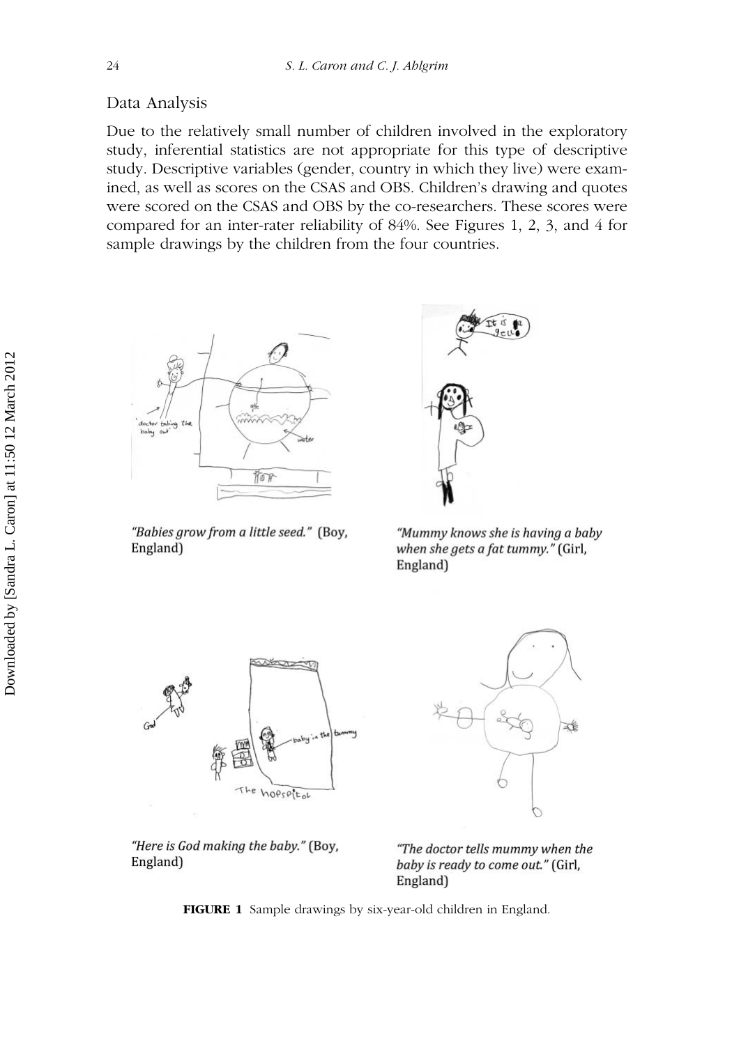## Data Analysis

Due to the relatively small number of children involved in the exploratory study, inferential statistics are not appropriate for this type of descriptive study. Descriptive variables (gender, country in which they live) were examined, as well as scores on the CSAS and OBS. Children's drawing and quotes were scored on the CSAS and OBS by the co-researchers. These scores were compared for an inter-rater reliability of 84%. See Figures 1, 2, 3, and 4 for sample drawings by the children from the four countries.

*"Babies grow from a little seed."* (Boy, England)

*"Mummy knows she is having a baby when she gets a fat tummy."* (Girl, England)

*"Here is God making the baby."* (Boy, England)

*"The doctor tells mummy when the baby is ready to come out."* (Girl, England)

**FIGURE 1** Sample drawings by six-year-old children in England.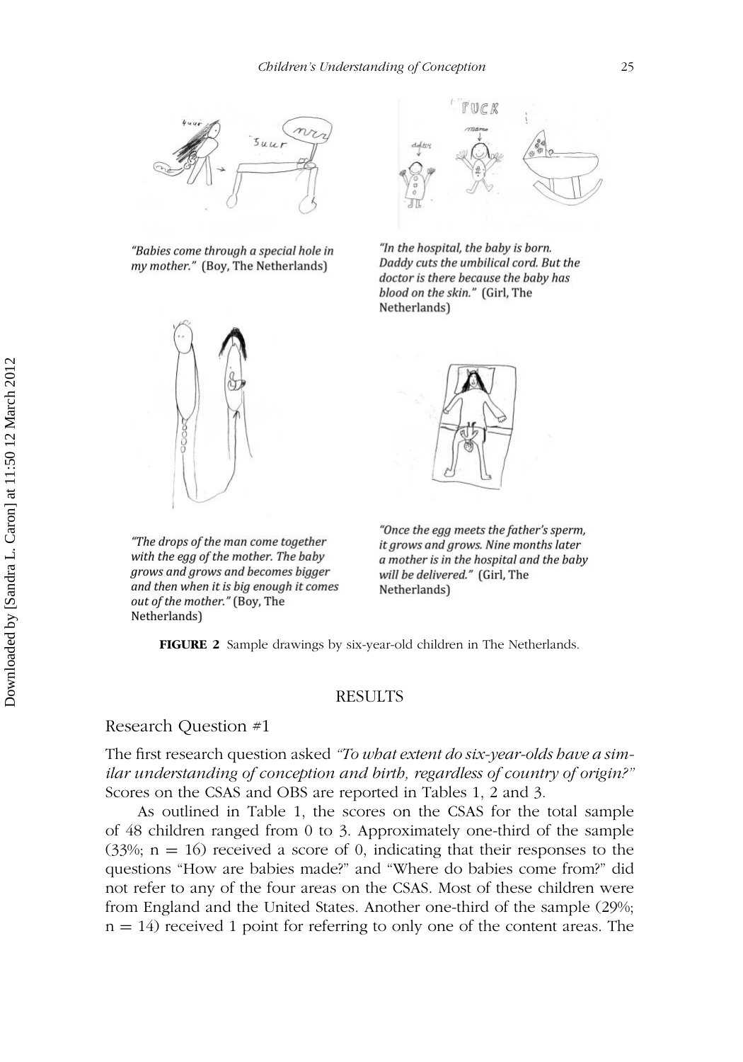"Babies come through a special hole in my mother." (Boy, The Netherlands)

"In the hospital, the baby is born. Daddy cuts the umbilical cord. But the doctor is there because the baby has blood on the skin." (Girl, The Netherlands)

"The drops of the man come together with the egg of the mother. The baby grows and grows and becomes bigger and then when it is big enough it comes out of the mother." (Boy, The Netherlands)

"Once the egg meets the father's sperm, it grows and grows. Nine months later a mother is in the hospital and the baby will be delivered." (Girl, The Netherlands)

**FIGURE 2** Sample drawings by six-year-old children in The Netherlands.

## RESULTS

### Research Question #1

The first research question asked *"To what extent do six-year-olds have a similar understanding of conception and birth, regardless of country of origin?"* Scores on the CSAS and OBS are reported in Tables 1, 2 and 3.

As outlined in Table 1, the scores on the CSAS for the total sample of 48 children ranged from 0 to 3. Approximately one-third of the sample (33%; n = 16) received a score of 0, indicating that their responses to the questions "How are babies made?" and "Where do babies come from?" did not refer to any of the four areas on the CSAS. Most of these children were from England and the United States. Another one-third of the sample (29%; n = 14) received 1 point for referring to only one of the content areas. The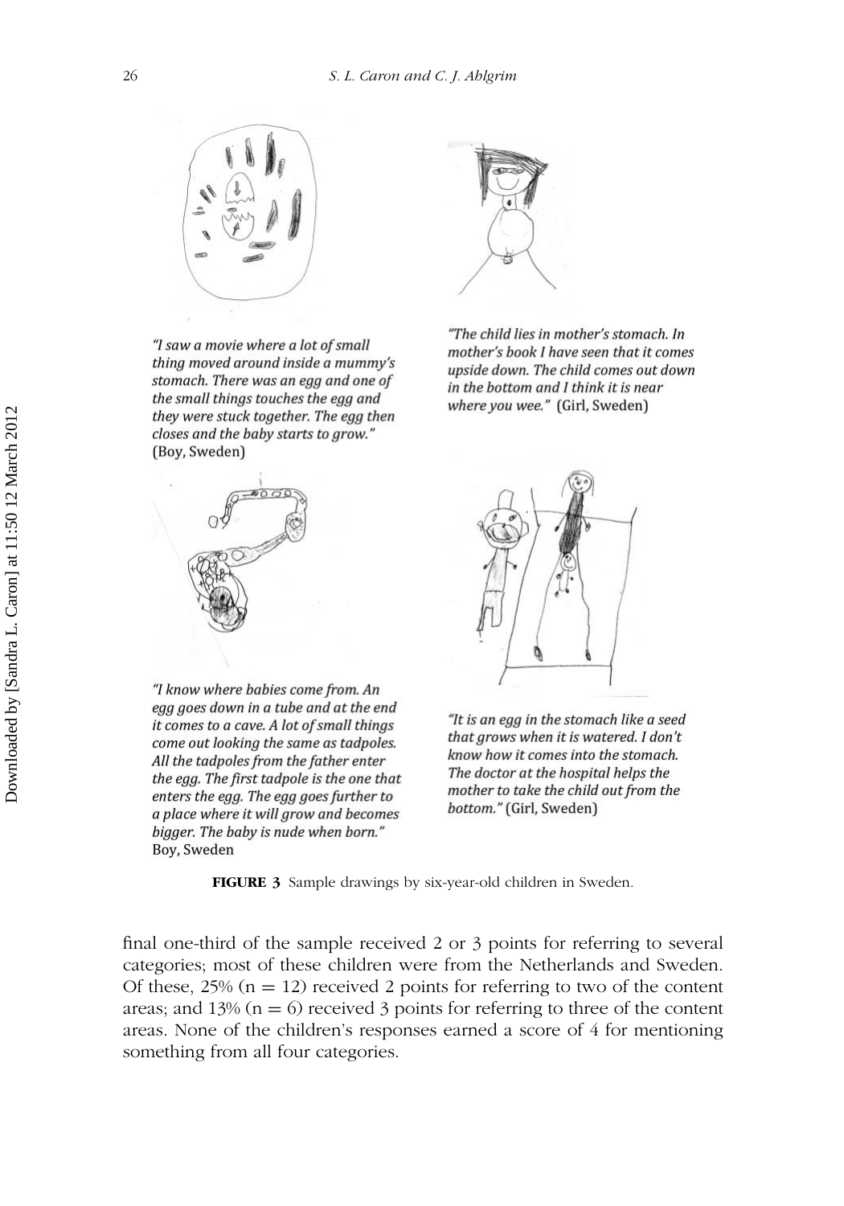"I saw a movie where a lot of small thing moved around inside a mummy's stomach. There was an egg and one of the small things touches the egg and they were stuck together. The egg then closes and the baby starts to grow." (Boy, Sweden)

"The child lies in mother's stomach. In mother's book I have seen that it comes upside down. The child comes out down in the bottom and I think it is near where you wee." (Girl, Sweden)

"I know where babies come from. An egg goes down in a tube and at the end it comes to a cave. A lot of small things come out looking the same as tadpoles. All the tadpoles from the father enter the egg. The first tadpole is the one that enters the egg. The egg goes further to a place where it will grow and becomes bigger. The baby is nude when born." Boy, Sweden

"It is an egg in the stomach like a seed that grows when it is watered. I don't know how it comes into the stomach. The doctor at the hospital helps the mother to take the child out from the bottom." (Girl, Sweden)

**FIGURE 3** Sample drawings by six-year-old children in Sweden.

final one-third of the sample received 2 or 3 points for referring to several categories; most of these children were from the Netherlands and Sweden. Of these, 25% (n = 12) received 2 points for referring to two of the content areas; and 13% (n = 6) received 3 points for referring to three of the content areas. None of the children's responses earned a score of 4 for mentioning something from all four categories.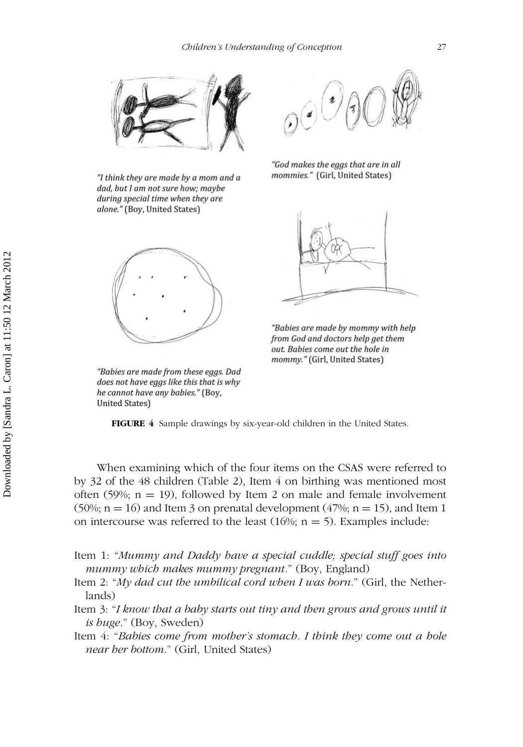"I think they are made by a mom and a dad, but I am not sure how; maybe during special time when they are alone." (Boy, United States)

"God makes the eggs that are in all mommies." (Girl, United States)

"Babies are made by mommy with help from God and doctors help get them out. Babies come out the hole in mommy." (Girl, United States)

"Babies are made from these eggs. Dad does not have eggs like this that is why he cannot have any babies." (Boy, United States)

**FIGURE 4** Sample drawings by six-year-old children in the United States.

When examining which of the four items on the CSAS were referred to by 32 of the 48 children (Table 2), Item 4 on birthing was mentioned most often (59%; n = 19), followed by Item 2 on male and female involvement (50%; n = 16) and Item 3 on prenatal development (47%; n = 15), and Item 1 on intercourse was referred to the least (16%; n = 5). Examples include:

Item 1: "*Mummy and Daddy have a special cuddle; special stuff goes into mummy which makes mummy pregnant*." (Boy, England)

Item 2: "*My dad cut the umbilical cord when I was born*." (Girl, the Netherlands)

Item 3: "*I know that a baby starts out tiny and then grows and grows until it is huge*." (Boy, Sweden)

Item 4: "*Babies come from mother's stomach. I think they come out a hole near her bottom*." (Girl, United States)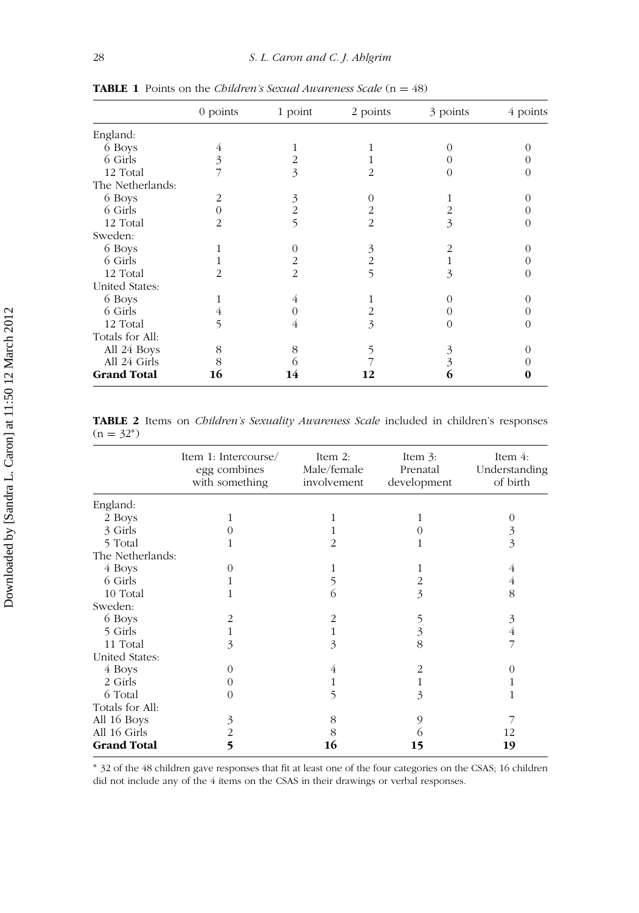**TABLE 1** Points on the *Children's Sexual Awareness Scale* (n = 48)

| | 0 points | 1 point | 2 points | 3 points | 4 points |
|---|---|---|---|---|---|
| England: | | | | | |
| 6 Boys | 4 | 1 | 1 | 0 | 0 |
| 6 Girls | 3 | 2 | 1 | 0 | 0 |
| 12 Total | 7 | 3 | 2 | 0 | 0 |
| The Netherlands: | | | | | |
| 6 Boys | 2 | 3 | 0 | 1 | 0 |
| 6 Girls | 0 | 2 | 2 | 2 | 0 |
| 12 Total | 2 | 5 | 2 | 3 | 0 |
| Sweden: | | | | | |
| 6 Boys | 1 | 0 | 3 | 2 | 0 |
| 6 Girls | 1 | 2 | 2 | 1 | 0 |
| 12 Total | 2 | 2 | 5 | 3 | 0 |
| United States: | | | | | |
| 6 Boys | 1 | 4 | 1 | 0 | 0 |
| 6 Girls | 4 | 0 | 2 | 0 | 0 |
| 12 Total | 5 | 4 | 3 | 0 | 0 |
| Totals for All: | | | | | |
| All 24 Boys | 8 | 8 | 5 | 3 | 0 |
| All 24 Girls | 8 | 6 | 7 | 3 | 0 |
| **Grand Total** | **16** | **14** | **12** | **6** | **0** |

**TABLE 2** Items on *Children's Sexuality Awareness Scale* included in children's responses (n = 32*)

| | Item 1: Intercourse/ egg combines with something | Item 2: Male/female involvement | Item 3: Prenatal development | Item 4: Understanding of birth |
|---|---|---|---|---|
| England: | | | | |
| 2 Boys | 1 | 1 | 1 | 0 |
| 3 Girls | 0 | 1 | 0 | 3 |
| 5 Total | 1 | 2 | 1 | 3 |
| The Netherlands: | | | | |
| 4 Boys | 0 | 1 | 1 | 4 |
| 6 Girls | 1 | 5 | 2 | 4 |
| 10 Total | 1 | 6 | 3 | 8 |
| Sweden: | | | | |
| 6 Boys | 2 | 2 | 5 | 3 |
| 5 Girls | 1 | 1 | 3 | 4 |
| 11 Total | 3 | 3 | 8 | 7 |
| United States: | | | | |
| 4 Boys | 0 | 4 | 2 | 0 |
| 2 Girls | 0 | 1 | 1 | 1 |
| 6 Total | 0 | 5 | 3 | 1 |
| Totals for All: | | | | |
| All 16 Boys | 3 | 8 | 9 | 7 |
| All 16 Girls | 2 | 8 | 6 | 12 |
| **Grand Total** | **5** | **16** | **15** | **19** |

* 32 of the 48 children gave responses that fit at least one of the four categories on the CSAS; 16 children did not include any of the 4 items on the CSAS in their drawings or verbal responses.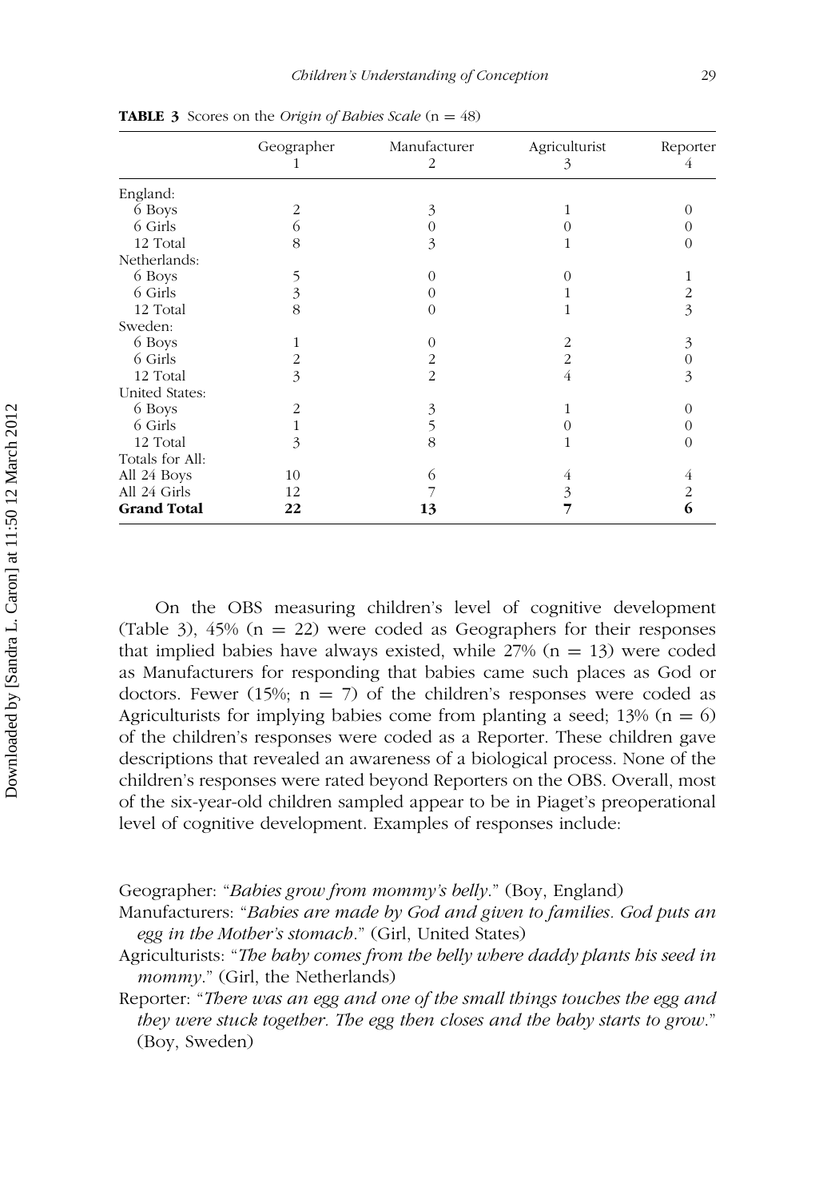**TABLE 3** Scores on the *Origin of Babies Scale* (n = 48)

| | Geographer 1 | Manufacturer 2 | Agriculturist 3 | Reporter 4 |
|---|---|---|---|---|
| England: | | | | |
| 6 Boys | 2 | 3 | 1 | 0 |
| 6 Girls | 6 | 0 | 0 | 0 |
| 12 Total | 8 | 3 | 1 | 0 |
| Netherlands: | | | | |
| 6 Boys | 5 | 0 | 0 | 1 |
| 6 Girls | 3 | 0 | 1 | 2 |
| 12 Total | 8 | 0 | 1 | 3 |
| Sweden: | | | | |
| 6 Boys | 1 | 0 | 2 | 3 |
| 6 Girls | 2 | 2 | 2 | 0 |
| 12 Total | 3 | 2 | 4 | 3 |
| United States: | | | | |
| 6 Boys | 2 | 3 | 1 | 0 |
| 6 Girls | 1 | 5 | 0 | 0 |
| 12 Total | 3 | 8 | 1 | 0 |
| Totals for All: | | | | |
| All 24 Boys | 10 | 6 | 4 | 4 |
| All 24 Girls | 12 | 7 | 3 | 2 |
| **Grand Total** | **22** | **13** | **7** | **6** |

On the OBS measuring children's level of cognitive development (Table 3), 45% (n = 22) were coded as Geographers for their responses that implied babies have always existed, while 27% (n = 13) were coded as Manufacturers for responding that babies came such places as God or doctors. Fewer (15%; n = 7) of the children's responses were coded as Agriculturists for implying babies come from planting a seed; 13% (n = 6) of the children's responses were coded as a Reporter. These children gave descriptions that revealed an awareness of a biological process. None of the children's responses were rated beyond Reporters on the OBS. Overall, most of the six-year-old children sampled appear to be in Piaget's preoperational level of cognitive development. Examples of responses include:

Geographer: "*Babies grow from mommy's belly*." (Boy, England)

Manufacturers: "*Babies are made by God and given to families. God puts an egg in the Mother's stomach*." (Girl, United States)

Agriculturists: "*The baby comes from the belly where daddy plants his seed in mommy*." (Girl, the Netherlands)

Reporter: "*There was an egg and one of the small things touches the egg and they were stuck together. The egg then closes and the baby starts to grow*." (Boy, Sweden)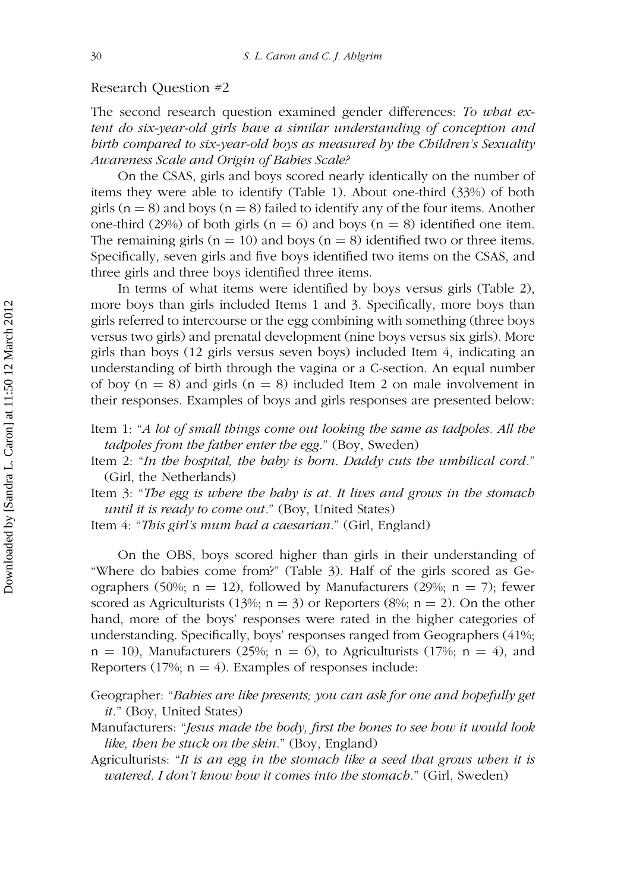## Research Question #2

The second research question examined gender differences: *To what extent do six-year-old girls have a similar understanding of conception and birth compared to six-year-old boys as measured by the Children's Sexuality Awareness Scale and Origin of Babies Scale?*

On the CSAS, girls and boys scored nearly identically on the number of items they were able to identify (Table 1). About one-third (33%) of both girls (n = 8) and boys (n = 8) failed to identify any of the four items. Another one-third (29%) of both girls (n = 6) and boys (n = 8) identified one item. The remaining girls (n = 10) and boys (n = 8) identified two or three items. Specifically, seven girls and five boys identified two items on the CSAS, and three girls and three boys identified three items.

In terms of what items were identified by boys versus girls (Table 2), more boys than girls included Items 1 and 3. Specifically, more boys than girls referred to intercourse or the egg combining with something (three boys versus two girls) and prenatal development (nine boys versus six girls). More girls than boys (12 girls versus seven boys) included Item 4, indicating an understanding of birth through the vagina or a C-section. An equal number of boy (n = 8) and girls (n = 8) included Item 2 on male involvement in their responses. Examples of boys and girls responses are presented below:

Item 1: "*A lot of small things come out looking the same as tadpoles. All the tadpoles from the father enter the egg.*" (Boy, Sweden)

Item 2: "*In the hospital, the baby is born. Daddy cuts the umbilical cord.*" (Girl, the Netherlands)

Item 3: "*The egg is where the baby is at. It lives and grows in the stomach until it is ready to come out.*" (Boy, United States)

Item 4: "*This girl's mum had a caesarian.*" (Girl, England)

On the OBS, boys scored higher than girls in their understanding of "Where do babies come from?" (Table 3). Half of the girls scored as Geographers (50%; n = 12), followed by Manufacturers (29%; n = 7); fewer scored as Agriculturists (13%; n = 3) or Reporters (8%; n = 2). On the other hand, more of the boys' responses were rated in the higher categories of understanding. Specifically, boys' responses ranged from Geographers (41%; n = 10), Manufacturers (25%; n = 6), to Agriculturists (17%; n = 4), and Reporters (17%; n = 4). Examples of responses include:

Geographer: "*Babies are like presents; you can ask for one and hopefully get it.*" (Boy, United States)

Manufacturers: "*Jesus made the body, first the bones to see how it would look like, then he stuck on the skin.*" (Boy, England)

Agriculturists: "*It is an egg in the stomach like a seed that grows when it is watered. I don't know how it comes into the stomach.*" (Girl, Sweden)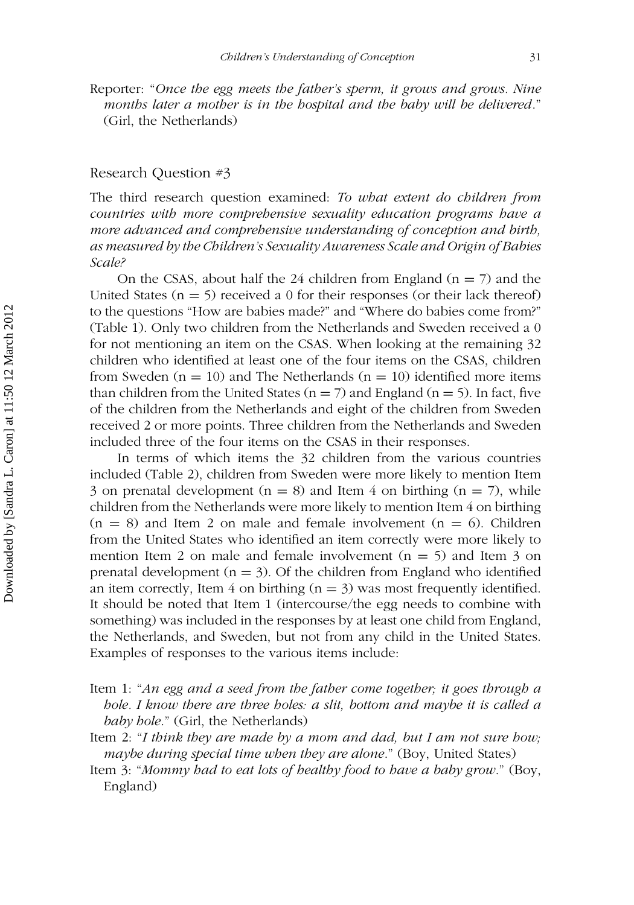Reporter: "*Once the egg meets the father's sperm, it grows and grows. Nine months later a mother is in the hospital and the baby will be delivered*." (Girl, the Netherlands)

## Research Question #3

The third research question examined: *To what extent do children from countries with more comprehensive sexuality education programs have a more advanced and comprehensive understanding of conception and birth, as measured by the Children's Sexuality Awareness Scale and Origin of Babies Scale?*

On the CSAS, about half the 24 children from England (n = 7) and the United States (n = 5) received a 0 for their responses (or their lack thereof) to the questions "How are babies made?" and "Where do babies come from?" (Table 1). Only two children from the Netherlands and Sweden received a 0 for not mentioning an item on the CSAS. When looking at the remaining 32 children who identified at least one of the four items on the CSAS, children from Sweden (n = 10) and The Netherlands (n = 10) identified more items than children from the United States (n = 7) and England (n = 5). In fact, five of the children from the Netherlands and eight of the children from Sweden received 2 or more points. Three children from the Netherlands and Sweden included three of the four items on the CSAS in their responses.

In terms of which items the 32 children from the various countries included (Table 2), children from Sweden were more likely to mention Item 3 on prenatal development (n = 8) and Item 4 on birthing (n = 7), while children from the Netherlands were more likely to mention Item 4 on birthing (n = 8) and Item 2 on male and female involvement (n = 6). Children from the United States who identified an item correctly were more likely to mention Item 2 on male and female involvement (n = 5) and Item 3 on prenatal development (n = 3). Of the children from England who identified an item correctly, Item 4 on birthing (n = 3) was most frequently identified. It should be noted that Item 1 (intercourse/the egg needs to combine with something) was included in the responses by at least one child from England, the Netherlands, and Sweden, but not from any child in the United States. Examples of responses to the various items include:

Item 1: "*An egg and a seed from the father come together; it goes through a hole. I know there are three holes: a slit, bottom and maybe it is called a baby hole*." (Girl, the Netherlands)

Item 2: "*I think they are made by a mom and dad, but I am not sure how; maybe during special time when they are alone*." (Boy, United States)

Item 3: "*Mommy had to eat lots of healthy food to have a baby grow*." (Boy, England)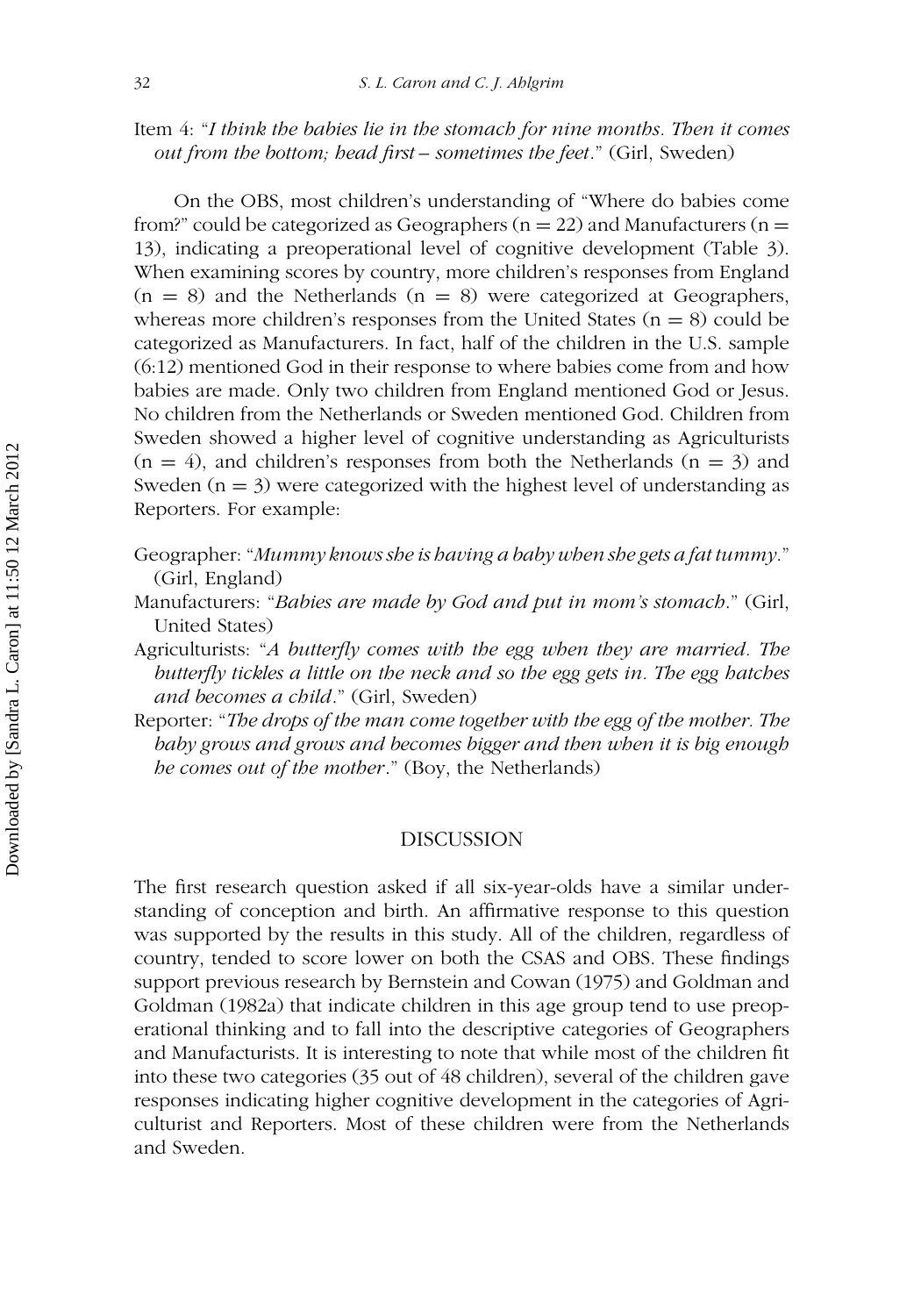Item 4: "*I think the babies lie in the stomach for nine months. Then it comes out from the bottom; head first – sometimes the feet*." (Girl, Sweden)

On the OBS, most children's understanding of "Where do babies come from?" could be categorized as Geographers (n = 22) and Manufacturers (n = 13), indicating a preoperational level of cognitive development (Table 3). When examining scores by country, more children's responses from England (n = 8) and the Netherlands (n = 8) were categorized at Geographers, whereas more children's responses from the United States (n = 8) could be categorized as Manufacturers. In fact, half of the children in the U.S. sample (6:12) mentioned God in their response to where babies come from and how babies are made. Only two children from England mentioned God or Jesus. No children from the Netherlands or Sweden mentioned God. Children from Sweden showed a higher level of cognitive understanding as Agriculturists (n = 4), and children's responses from both the Netherlands (n = 3) and Sweden (n = 3) were categorized with the highest level of understanding as Reporters. For example:

Geographer: "*Mummy knows she is having a baby when she gets a fat tummy*." (Girl, England)

Manufacturers: "*Babies are made by God and put in mom's stomach*." (Girl, United States)

Agriculturists: "*A butterfly comes with the egg when they are married. The butterfly tickles a little on the neck and so the egg gets in. The egg hatches and becomes a child*." (Girl, Sweden)

Reporter: "*The drops of the man come together with the egg of the mother. The baby grows and grows and becomes bigger and then when it is big enough he comes out of the mother*." (Boy, the Netherlands)

## DISCUSSION

The first research question asked if all six-year-olds have a similar understanding of conception and birth. An affirmative response to this question was supported by the results in this study. All of the children, regardless of country, tended to score lower on both the CSAS and OBS. These findings support previous research by Bernstein and Cowan (1975) and Goldman and Goldman (1982a) that indicate children in this age group tend to use preoperational thinking and to fall into the descriptive categories of Geographers and Manufacturists. It is interesting to note that while most of the children fit into these two categories (35 out of 48 children), several of the children gave responses indicating higher cognitive development in the categories of Agriculturist and Reporters. Most of these children were from the Netherlands and Sweden.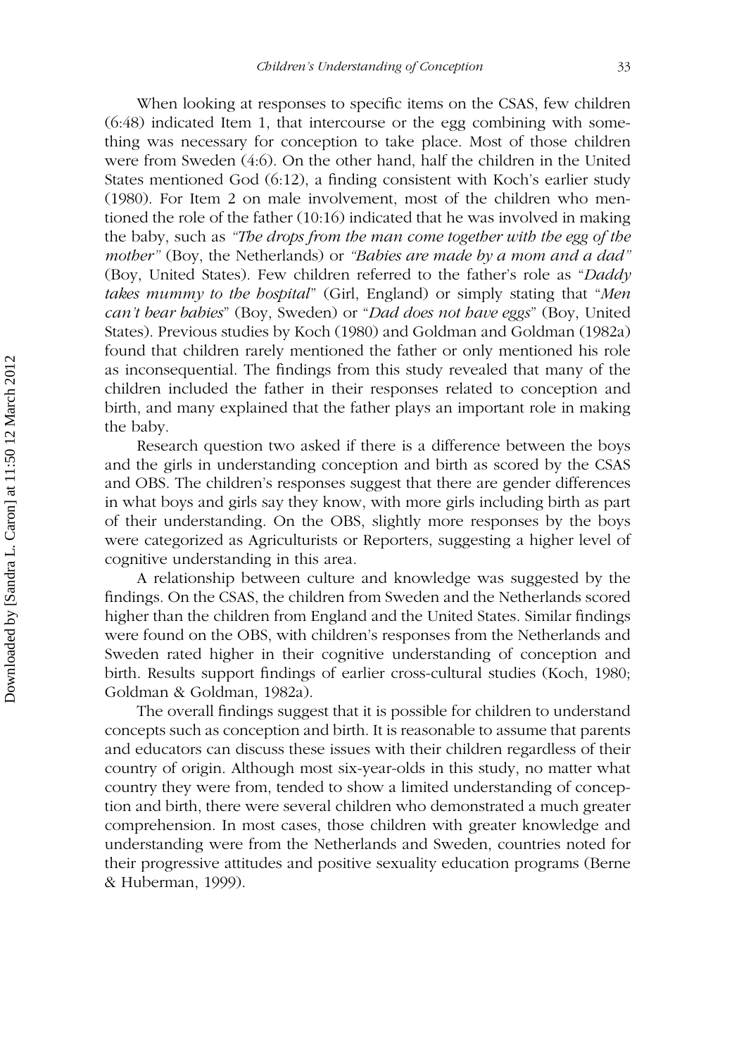When looking at responses to specific items on the CSAS, few children (6:48) indicated Item 1, that intercourse or the egg combining with something was necessary for conception to take place. Most of those children were from Sweden (4:6). On the other hand, half the children in the United States mentioned God (6:12), a finding consistent with Koch's earlier study (1980). For Item 2 on male involvement, most of the children who mentioned the role of the father (10:16) indicated that he was involved in making the baby, such as *"The drops from the man come together with the egg of the mother"* (Boy, the Netherlands) or *"Babies are made by a mom and a dad"* (Boy, United States). Few children referred to the father's role as "*Daddy takes mummy to the hospital*" (Girl, England) or simply stating that "*Men can't bear babies*" (Boy, Sweden) or "*Dad does not have eggs*" (Boy, United States). Previous studies by Koch (1980) and Goldman and Goldman (1982a) found that children rarely mentioned the father or only mentioned his role as inconsequential. The findings from this study revealed that many of the children included the father in their responses related to conception and birth, and many explained that the father plays an important role in making the baby.

Research question two asked if there is a difference between the boys and the girls in understanding conception and birth as scored by the CSAS and OBS. The children's responses suggest that there are gender differences in what boys and girls say they know, with more girls including birth as part of their understanding. On the OBS, slightly more responses by the boys were categorized as Agriculturists or Reporters, suggesting a higher level of cognitive understanding in this area.

A relationship between culture and knowledge was suggested by the findings. On the CSAS, the children from Sweden and the Netherlands scored higher than the children from England and the United States. Similar findings were found on the OBS, with children's responses from the Netherlands and Sweden rated higher in their cognitive understanding of conception and birth. Results support findings of earlier cross-cultural studies (Koch, 1980; Goldman & Goldman, 1982a).

The overall findings suggest that it is possible for children to understand concepts such as conception and birth. It is reasonable to assume that parents and educators can discuss these issues with their children regardless of their country of origin. Although most six-year-olds in this study, no matter what country they were from, tended to show a limited understanding of conception and birth, there were several children who demonstrated a much greater comprehension. In most cases, those children with greater knowledge and understanding were from the Netherlands and Sweden, countries noted for their progressive attitudes and positive sexuality education programs (Berne & Huberman, 1999).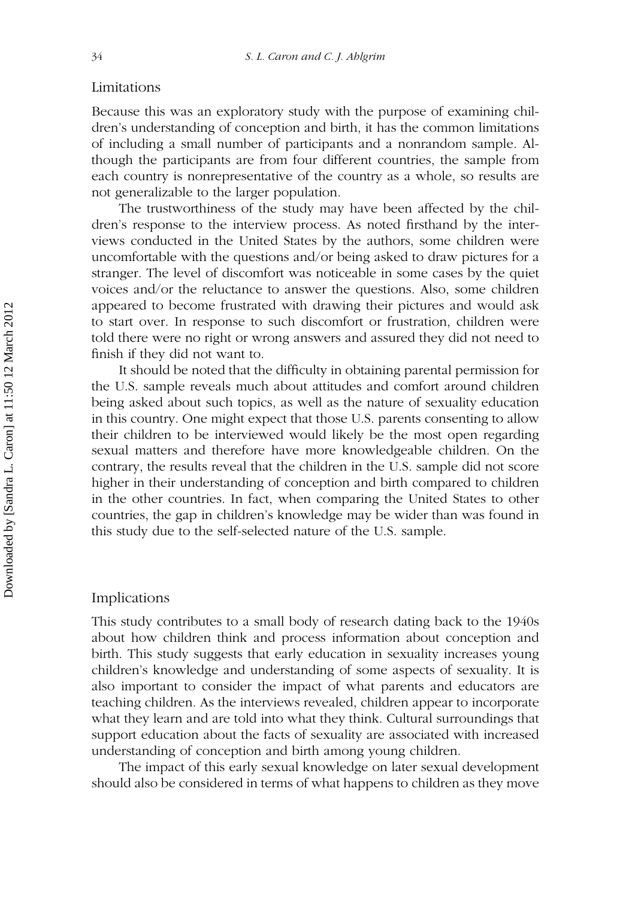## Limitations

Because this was an exploratory study with the purpose of examining children's understanding of conception and birth, it has the common limitations of including a small number of participants and a nonrandom sample. Although the participants are from four different countries, the sample from each country is nonrepresentative of the country as a whole, so results are not generalizable to the larger population.

The trustworthiness of the study may have been affected by the children's response to the interview process. As noted firsthand by the interviews conducted in the United States by the authors, some children were uncomfortable with the questions and/or being asked to draw pictures for a stranger. The level of discomfort was noticeable in some cases by the quiet voices and/or the reluctance to answer the questions. Also, some children appeared to become frustrated with drawing their pictures and would ask to start over. In response to such discomfort or frustration, children were told there were no right or wrong answers and assured they did not need to finish if they did not want to.

It should be noted that the difficulty in obtaining parental permission for the U.S. sample reveals much about attitudes and comfort around children being asked about such topics, as well as the nature of sexuality education in this country. One might expect that those U.S. parents consenting to allow their children to be interviewed would likely be the most open regarding sexual matters and therefore have more knowledgeable children. On the contrary, the results reveal that the children in the U.S. sample did not score higher in their understanding of conception and birth compared to children in the other countries. In fact, when comparing the United States to other countries, the gap in children's knowledge may be wider than was found in this study due to the self-selected nature of the U.S. sample.

## Implications

This study contributes to a small body of research dating back to the 1940s about how children think and process information about conception and birth. This study suggests that early education in sexuality increases young children's knowledge and understanding of some aspects of sexuality. It is also important to consider the impact of what parents and educators are teaching children. As the interviews revealed, children appear to incorporate what they learn and are told into what they think. Cultural surroundings that support education about the facts of sexuality are associated with increased understanding of conception and birth among young children.

The impact of this early sexual knowledge on later sexual development should also be considered in terms of what happens to children as they move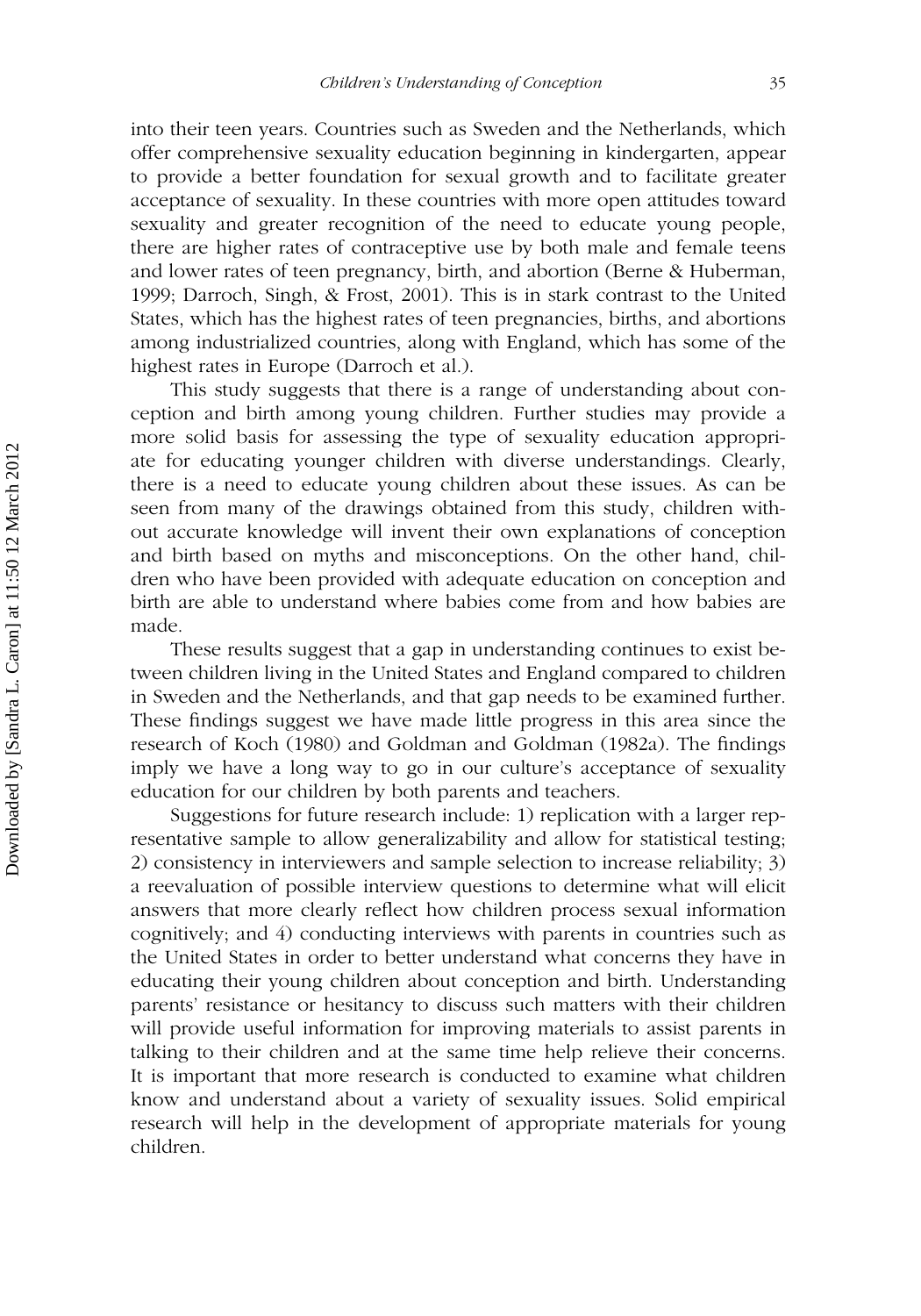into their teen years. Countries such as Sweden and the Netherlands, which offer comprehensive sexuality education beginning in kindergarten, appear to provide a better foundation for sexual growth and to facilitate greater acceptance of sexuality. In these countries with more open attitudes toward sexuality and greater recognition of the need to educate young people, there are higher rates of contraceptive use by both male and female teens and lower rates of teen pregnancy, birth, and abortion (Berne & Huberman, 1999; Darroch, Singh, & Frost, 2001). This is in stark contrast to the United States, which has the highest rates of teen pregnancies, births, and abortions among industrialized countries, along with England, which has some of the highest rates in Europe (Darroch et al.).

This study suggests that there is a range of understanding about conception and birth among young children. Further studies may provide a more solid basis for assessing the type of sexuality education appropriate for educating younger children with diverse understandings. Clearly, there is a need to educate young children about these issues. As can be seen from many of the drawings obtained from this study, children without accurate knowledge will invent their own explanations of conception and birth based on myths and misconceptions. On the other hand, children who have been provided with adequate education on conception and birth are able to understand where babies come from and how babies are made.

These results suggest that a gap in understanding continues to exist between children living in the United States and England compared to children in Sweden and the Netherlands, and that gap needs to be examined further. These findings suggest we have made little progress in this area since the research of Koch (1980) and Goldman and Goldman (1982a). The findings imply we have a long way to go in our culture's acceptance of sexuality education for our children by both parents and teachers.

Suggestions for future research include: 1) replication with a larger representative sample to allow generalizability and allow for statistical testing; 2) consistency in interviewers and sample selection to increase reliability; 3) a reevaluation of possible interview questions to determine what will elicit answers that more clearly reflect how children process sexual information cognitively; and 4) conducting interviews with parents in countries such as the United States in order to better understand what concerns they have in educating their young children about conception and birth. Understanding parents' resistance or hesitancy to discuss such matters with their children will provide useful information for improving materials to assist parents in talking to their children and at the same time help relieve their concerns. It is important that more research is conducted to examine what children know and understand about a variety of sexuality issues. Solid empirical research will help in the development of appropriate materials for young children.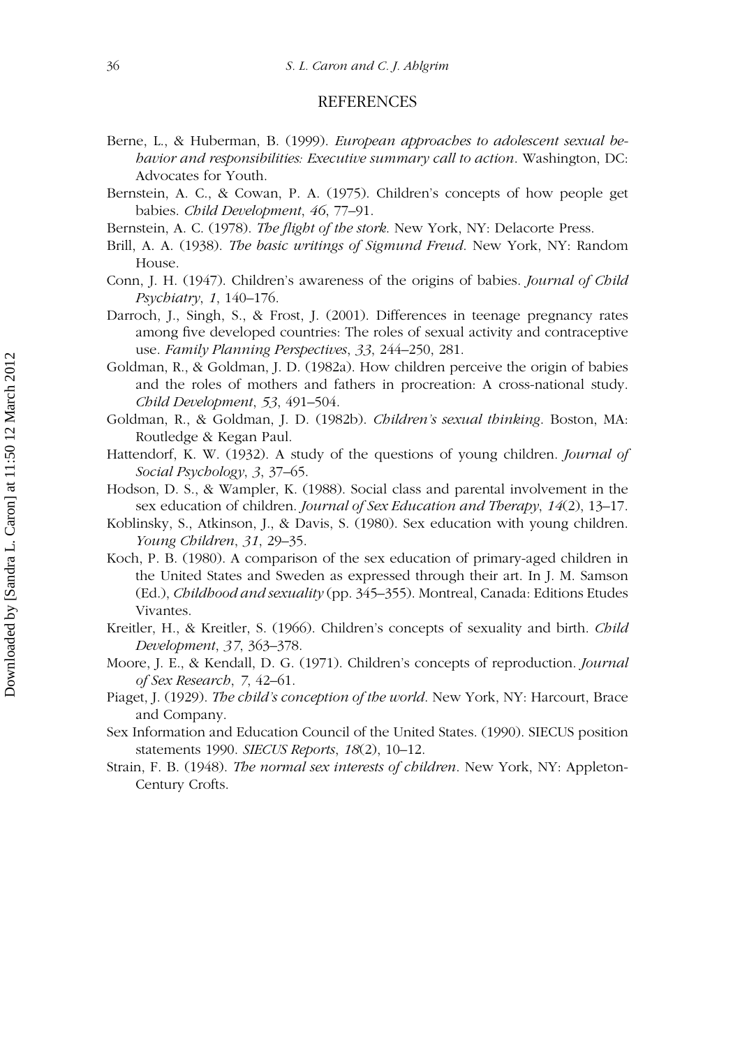## REFERENCES

Berne, L., & Huberman, B. (1999). *European approaches to adolescent sexual behavior and responsibilities: Executive summary call to action*. Washington, DC: Advocates for Youth.

Bernstein, A. C., & Cowan, P. A. (1975). Children's concepts of how people get babies. *Child Development*, *46*, 77–91.

Bernstein, A. C. (1978). *The flight of the stork*. New York, NY: Delacorte Press.

Brill, A. A. (1938). *The basic writings of Sigmund Freud*. New York, NY: Random House.

Conn, J. H. (1947). Children's awareness of the origins of babies. *Journal of Child Psychiatry*, *1*, 140–176.

Darroch, J., Singh, S., & Frost, J. (2001). Differences in teenage pregnancy rates among five developed countries: The roles of sexual activity and contraceptive use. *Family Planning Perspectives*, *33*, 244–250, 281.

Goldman, R., & Goldman, J. D. (1982a). How children perceive the origin of babies and the roles of mothers and fathers in procreation: A cross-national study. *Child Development*, *53*, 491–504.

Goldman, R., & Goldman, J. D. (1982b). *Children's sexual thinking*. Boston, MA: Routledge & Kegan Paul.

Hattendorf, K. W. (1932). A study of the questions of young children. *Journal of Social Psychology*, *3*, 37–65.

Hodson, D. S., & Wampler, K. (1988). Social class and parental involvement in the sex education of children. *Journal of Sex Education and Therapy*, *14*(2), 13–17.

Koblinsky, S., Atkinson, J., & Davis, S. (1980). Sex education with young children. *Young Children*, *31*, 29–35.

Koch, P. B. (1980). A comparison of the sex education of primary-aged children in the United States and Sweden as expressed through their art. In J. M. Samson (Ed.), *Childhood and sexuality* (pp. 345–355). Montreal, Canada: Editions Etudes Vivantes.

Kreitler, H., & Kreitler, S. (1966). Children's concepts of sexuality and birth. *Child Development*, *37*, 363–378.

Moore, J. E., & Kendall, D. G. (1971). Children's concepts of reproduction. *Journal of Sex Research*, *7*, 42–61.

Piaget, J. (1929). *The child's conception of the world*. New York, NY: Harcourt, Brace and Company.

Sex Information and Education Council of the United States. (1990). SIECUS position statements 1990. *SIECUS Reports*, *18*(2), 10–12.

Strain, F. B. (1948). *The normal sex interests of children*. New York, NY: Appleton-Century Crofts.